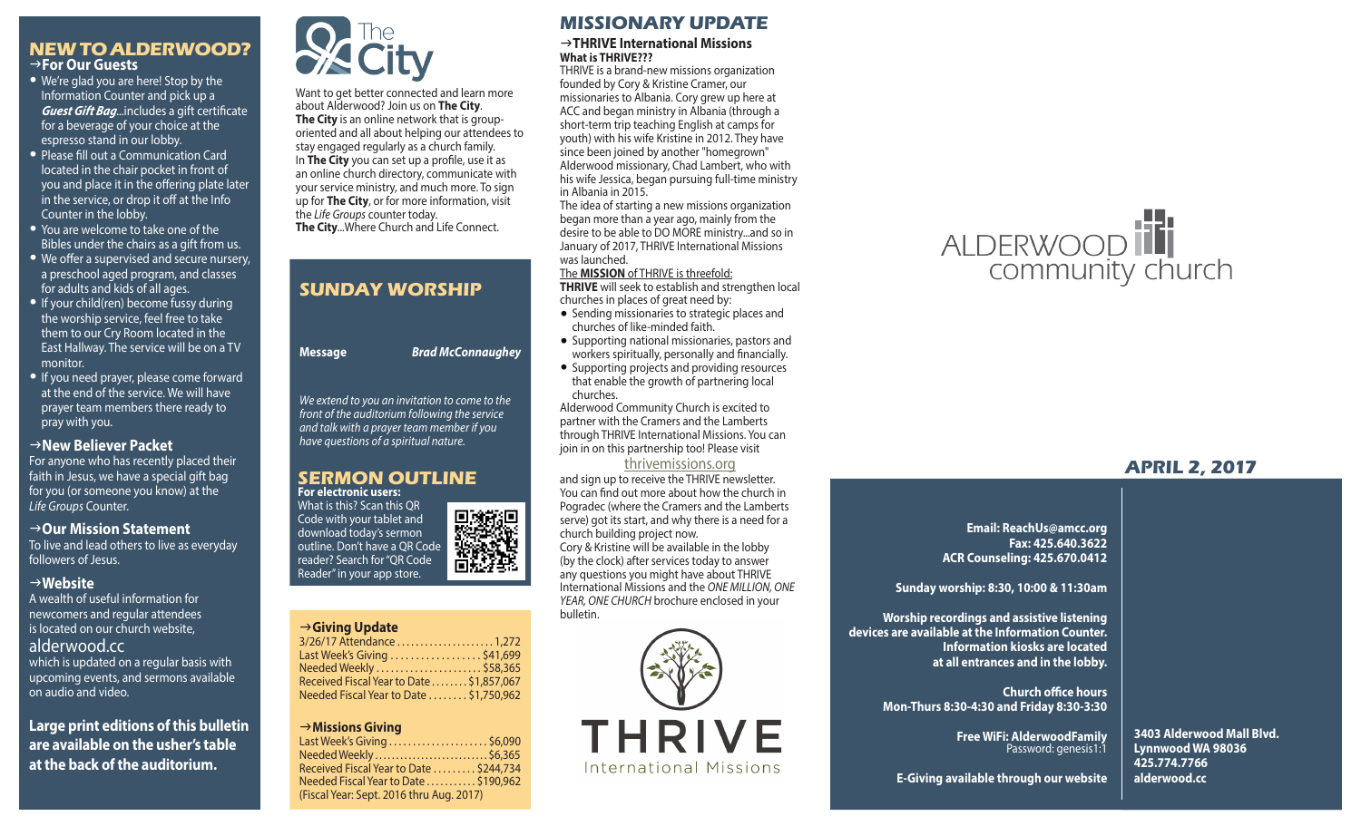## NEW TO ALDERWOOD?

### →For Our Guests

- We're glad you are here! Stop by the Information Counter and pick up a ***Guest Gift Bag***...includes a gift certificate for a beverage of your choice at the espresso stand in our lobby.
- Please fill out a Communication Card located in the chair pocket in front of you and place it in the offering plate later in the service, or drop it off at the Info Counter in the lobby.
- You are welcome to take one of the Bibles under the chairs as a gift from us.
- We offer a supervised and secure nursery, a preschool aged program, and classes for adults and kids of all ages.
- If your child(ren) become fussy during the worship service, feel free to take them to our Cry Room located in the East Hallway. The service will be on a TV monitor.
- If you need prayer, please come forward at the end of the service. We will have prayer team members there ready to pray with you.

### →New Believer Packet

For anyone who has recently placed their faith in Jesus, we have a special gift bag for you (or someone you know) at the *Life Groups* Counter.

### →Our Mission Statement

To live and lead others to live as everyday followers of Jesus.

### →Website

A wealth of useful information for newcomers and regular attendees is located on our church website,

alderwood.cc

which is updated on a regular basis with upcoming events, and sermons available on audio and video.

**Large print editions of this bulletin are available on the usher's table at the back of the auditorium.**

## The City

Want to get better connected and learn more about Alderwood? Join us on **The City**.
**The City** is an online network that is group-oriented and all about helping our attendees to stay engaged regularly as a church family.
In **The City** you can set up a profile, use it as an online church directory, communicate with your service ministry, and much more. To sign up for **The City**, or for more information, visit the *Life Groups* counter today.
**The City**...Where Church and Life Connect.

## SUNDAY WORSHIP

**Message** ***Brad McConnaughey***

*We extend to you an invitation to come to the front of the auditorium following the service and talk with a prayer team member if you have questions of a spiritual nature.*

## SERMON OUTLINE

**For electronic users:**
What is this? Scan this QR Code with your tablet and download today's sermon outline. Don't have a QR Code reader? Search for "QR Code Reader" in your app store.

### →Giving Update

| | |
|---|---|
| 3/26/17 Attendance | 1,272 |
| Last Week's Giving | $41,699 |
| Needed Weekly | $58,365 |
| Received Fiscal Year to Date | $1,857,067 |
| Needed Fiscal Year to Date | $1,750,962 |

### →Missions Giving

| | |
|---|---|
| Last Week's Giving | $6,090 |
| Needed Weekly | $6,365 |
| Received Fiscal Year to Date | $244,734 |
| Needed Fiscal Year to Date | $190,962 |

(Fiscal Year: Sept. 2016 thru Aug. 2017)

## MISSIONARY UPDATE

### →THRIVE International Missions

**What is THRIVE???**

THRIVE is a brand-new missions organization founded by Cory & Kristine Cramer, our missionaries to Albania. Cory grew up here at ACC and began ministry in Albania (through a short-term trip teaching English at camps for youth) with his wife Kristine in 2012. They have since been joined by another "homegrown" Alderwood missionary, Chad Lambert, who with his wife Jessica, began pursuing full-time ministry in Albania in 2015.

The idea of starting a new missions organization began more than a year ago, mainly from the desire to be able to DO MORE ministry...and so in January of 2017, THRIVE International Missions was launched.

The **MISSION** of THRIVE is threefold:
**THRIVE** will seek to establish and strengthen local churches in places of great need by:

- Sending missionaries to strategic places and churches of like-minded faith.
- Supporting national missionaries, pastors and workers spiritually, personally and financially.
- Supporting projects and providing resources that enable the growth of partnering local churches.

Alderwood Community Church is excited to partner with the Cramers and the Lamberts through THRIVE International Missions. You can join in on this partnership too! Please visit

thrivemissions.org

and sign up to receive the THRIVE newsletter. You can find out more about how the church in Pogradec (where the Cramers and the Lamberts serve) got its start, and why there is a need for a church building project now.

Cory & Kristine will be available in the lobby (by the clock) after services today to answer any questions you might have about THRIVE International Missions and the *ONE MILLION, ONE YEAR, ONE CHURCH* brochure enclosed in your bulletin.

THRIVE
International Missions

ALDERWOOD community church

## APRIL 2, 2017

**Email: ReachUs@amcc.org**
**Fax: 425.640.3622**
**ACR Counseling: 425.670.0412**

**Sunday worship: 8:30, 10:00 & 11:30am**

**Worship recordings and assistive listening devices are available at the Information Counter. Information kiosks are located at all entrances and in the lobby.**

**Church office hours**
**Mon-Thurs 8:30-4:30 and Friday 8:30-3:30**

**Free WiFi: AlderwoodFamily**
Password: genesis1:1

**E-Giving available through our website**

**3403 Alderwood Mall Blvd.**
**Lynnwood WA 98036**
**425.774.7766**
**alderwood.cc**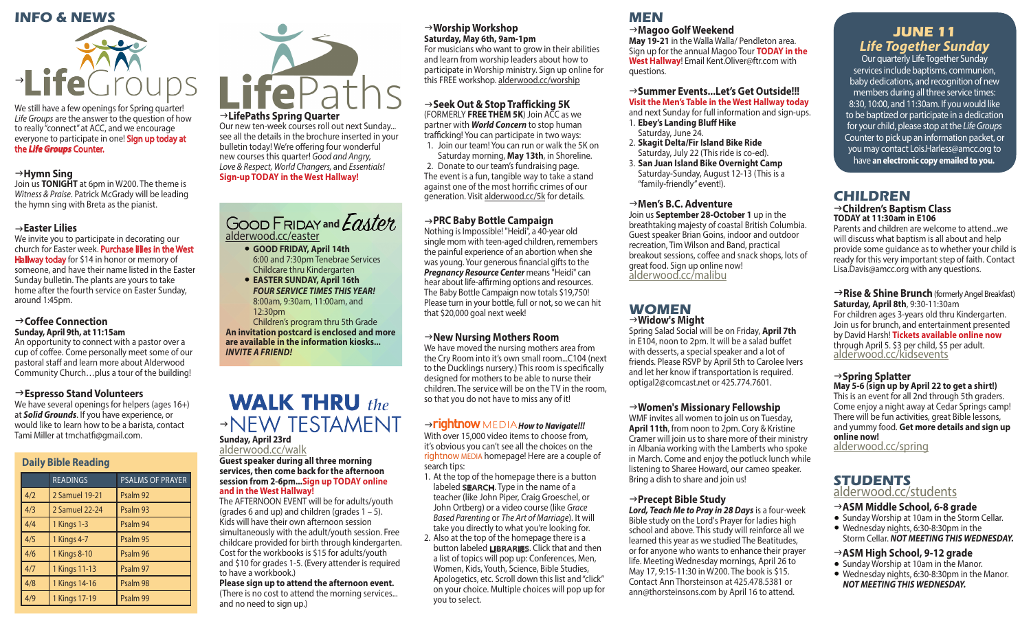# INFO & NEWS

## LifeGroups

We still have a few openings for Spring quarter! *Life Groups* are the answer to the question of how to really "connect" at ACC, and we encourage everyone to participate in one! **Sign up today at the *Life Groups* Counter.**

### →Hymn Sing

Join us **TONIGHT** at 6pm in W200. The theme is *Witness & Praise*. Patrick McGrady will be leading the hymn sing with Breta as the pianist.

### →Easter Lilies

We invite you to participate in decorating our church for Easter week. **Purchase lilies in the West Hallway today** for $14 in honor or memory of someone, and have their name listed in the Easter Sunday bulletin. The plants are yours to take home after the fourth service on Easter Sunday, around 1:45pm.

### →Coffee Connection

**Sunday, April 9th, at 11:15am**

An opportunity to connect with a pastor over a cup of coffee. Come personally meet some of our pastoral staff and learn more about Alderwood Community Church…plus a tour of the building!

### →Espresso Stand Volunteers

We have several openings for helpers (ages 16+) at ***Solid Grounds***. If you have experience, or would like to learn how to be a barista, contact Tami Miller at tmchatfi@gmail.com.

### Daily Bible Reading

| | READINGS | PSALMS OF PRAYER |
|---|---|---|
| 4/2 | 2 Samuel 19-21 | Psalm 92 |
| 4/3 | 2 Samuel 22-24 | Psalm 93 |
| 4/4 | 1 Kings 1-3 | Psalm 94 |
| 4/5 | 1 Kings 4-7 | Psalm 95 |
| 4/6 | 1 Kings 8-10 | Psalm 96 |
| 4/7 | 1 Kings 11-13 | Psalm 97 |
| 4/8 | 1 Kings 14-16 | Psalm 98 |
| 4/9 | 1 Kings 17-19 | Psalm 99 |

## LifePaths

### →LifePaths Spring Quarter

Our new ten-week courses roll out next Sunday... see all the details in the brochure inserted in your bulletin today! We're offering four wonderful new courses this quarter! *Good and Angry, Love & Respect, World Changers,* and *Essentials!* **Sign-up TODAY in the West Hallway!**

### Good Friday and Easter

alderwood.cc/easter

- **GOOD FRIDAY, April 14th**
  6:00 and 7:30pm Tenebrae Services
  Childcare thru Kindergarten
- **EASTER SUNDAY, April 16th**
  ***FOUR SERVICE TIMES THIS YEAR!***
  8:00am, 9:30am, 11:00am, and 12:30pm
  Children's program thru 5th Grade

**An invitation postcard is enclosed and more are available in the information kiosks... *INVITE A FRIEND!***

## WALK THRU *the* NEW TESTAMENT

**Sunday, April 23rd**

alderwood.cc/walk

**Guest speaker during all three morning services, then come back for the afternoon session from 2-6pm...Sign up TODAY online and in the West Hallway!**

The AFTERNOON EVENT will be for adults/youth (grades 6 and up) and children (grades 1 – 5). Kids will have their own afternoon session simultaneously with the adult/youth session. Free childcare provided for birth through kindergarten. Cost for the workbooks is $15 for adults/youth and $10 for grades 1-5. (Every attendee is required to have a workbook.)

**Please sign up to attend the afternoon event.** (There is no cost to attend the morning services... and no need to sign up.)

### →Worship Workshop

**Saturday, May 6th, 9am-1pm**

For musicians who want to grow in their abilities and learn from worship leaders about how to participate in Worship ministry. Sign up online for this FREE workshop. alderwood.cc/worship

### →Seek Out & Stop Trafficking 5K

(FORMERLY **FREE THEM 5K**) Join ACC as we partner with ***World Concern*** to stop human trafficking! You can participate in two ways:

1. Join our team! You can run or walk the 5K on Saturday morning, **May 13th**, in Shoreline.
2. Donate to our team's fundraising page.

The event is a fun, tangible way to take a stand against one of the most horrific crimes of our generation. Visit alderwood.cc/5k for details.

### →PRC Baby Bottle Campaign

Nothing is Impossible! "Heidi", a 40-year old single mom with teen-aged children, remembers the painful experience of an abortion when she was young. Your generous financial gifts to the ***Pregnancy Resource Center*** means "Heidi" can hear about life-affirming options and resources. The Baby Bottle Campaign now totals $19,750! Please turn in your bottle, full or not, so we can hit that $20,000 goal next week!

### →New Nursing Mothers Room

We have moved the nursing mothers area from the Cry Room into it's own small room...C104 (next to the Ducklings nursery.) This room is specifically designed for mothers to be able to nurse their children. The service will be on the TV in the room, so that you do not have to miss any of it!

### →rightnow MEDIA *How to Navigate!!!*

With over 15,000 video items to choose from, it's obvious you can't see all the choices on the rightnow MEDIA homepage! Here are a couple of search tips:

1. At the top of the homepage there is a button labeled SEARCH. Type in the name of a teacher (like John Piper, Craig Groeschel, or John Ortberg) or a video course (like *Grace Based Parenting* or *The Art of Marriage*). It will take you directly to what you're looking for.
2. Also at the top of the homepage there is a button labeled LIBRARIES. Click that and then a list of topics will pop up: Conferences, Men, Women, Kids, Youth, Science, Bible Studies, Apologetics, etc. Scroll down this list and "click" on your choice. Multiple choices will pop up for you to select.

## MEN

### →Magoo Golf Weekend

**May 19-21** in the Walla Walla/ Pendleton area. Sign up for the annual Magoo Tour **TODAY in the West Hallway**! Email Kent.Oliver@ftr.com with questions.

### →Summer Events...Let's Get Outside!!!

**Visit the Men's Table in the West Hallway today** and next Sunday for full information and sign-ups.

1. **Ebey's Landing Bluff Hike**
   Saturday, June 24.
2. **Skagit Delta/Fir Island Bike Ride**
   Saturday, July 22 (This ride is co-ed).
3. **San Juan Island Bike Overnight Camp**
   Saturday-Sunday, August 12-13 (This is a "family-friendly" event!).

### →Men's B.C. Adventure

Join us **September 28-October 1** up in the breathtaking majesty of coastal British Columbia. Guest speaker Brian Goins, indoor and outdoor recreation, Tim Wilson and Band, practical breakout sessions, coffee and snack shops, lots of great food. Sign up online now!

alderwood.cc/malibu

## WOMEN

### →Widow's Might

Spring Salad Social will be on Friday, **April 7th** in E104, noon to 2pm. It will be a salad buffet with desserts, a special speaker and a lot of friends. Please RSVP by April 5th to Carolee Ivers and let her know if transportation is required. optigal2@comcast.net or 425.774.7601.

### →Women's Missionary Fellowship

WMF invites all women to join us on Tuesday, **April 11th**, from noon to 2pm. Cory & Kristine Cramer will join us to share more of their ministry in Albania working with the Lamberts who spoke in March. Come and enjoy the potluck lunch while listening to Sharee Howard, our cameo speaker. Bring a dish to share and join us!

### →Precept Bible Study

***Lord, Teach Me to Pray in 28 Days*** is a four-week Bible study on the Lord's Prayer for ladies high school and above. This study will reinforce all we learned this year as we studied The Beatitudes, or for anyone who wants to enhance their prayer life. Meeting Wednesday mornings, April 26 to May 17, 9:15-11:30 in W200. The book is $15. Contact Ann Thorsteinson at 425.478.5381 or ann@thorsteinsons.com by April 16 to attend.

## JUNE 11
## *Life Together Sunday*

Our quarterly Life Together Sunday services include baptisms, communion, baby dedications, and recognition of new members during all three service times: 8:30, 10:00, and 11:30am. If you would like to be baptized or participate in a dedication for your child, please stop at the *Life Groups* Counter to pick up an information packet, or you may contact Lois.Harless@amcc.org to have **an electronic copy emailed to you.**

## CHILDREN

### →Children's Baptism Class

**TODAY at 11:30am in E106**

Parents and children are welcome to attend...we will discuss what baptism is all about and help provide some guidance as to whether your child is ready for this very important step of faith. Contact Lisa.Davis@amcc.org with any questions.

### →Rise & Shine Brunch (formerly Angel Breakfast)

**Saturday, April 8th**, 9:30-11:30am

For children ages 3-years old thru Kindergarten. Join us for brunch, and entertainment presented by David Harsh! **Tickets available online now** through April 5. $3 per child, $5 per adult.

alderwood.cc/kidsevents

### →Spring Splatter

**May 5-6 (sign up by April 22 to get a shirt!)**

This is an event for all 2nd through 5th graders. Come enjoy a night away at Cedar Springs camp! There will be fun activities, great Bible lessons, and yummy food. **Get more details and sign up online now!**

alderwood.cc/spring

## STUDENTS

alderwood.cc/students

### →ASM Middle School, 6-8 grade

- Sunday Worship at 10am in the Storm Cellar.
- Wednesday nights, 6:30-8:30pm in the Storm Cellar. ***NOT MEETING THIS WEDNESDAY.***

### →ASM High School, 9-12 grade

- Sunday Worship at 10am in the Manor.
- Wednesday nights, 6:30-8:30pm in the Manor. ***NOT MEETING THIS WEDNESDAY.***